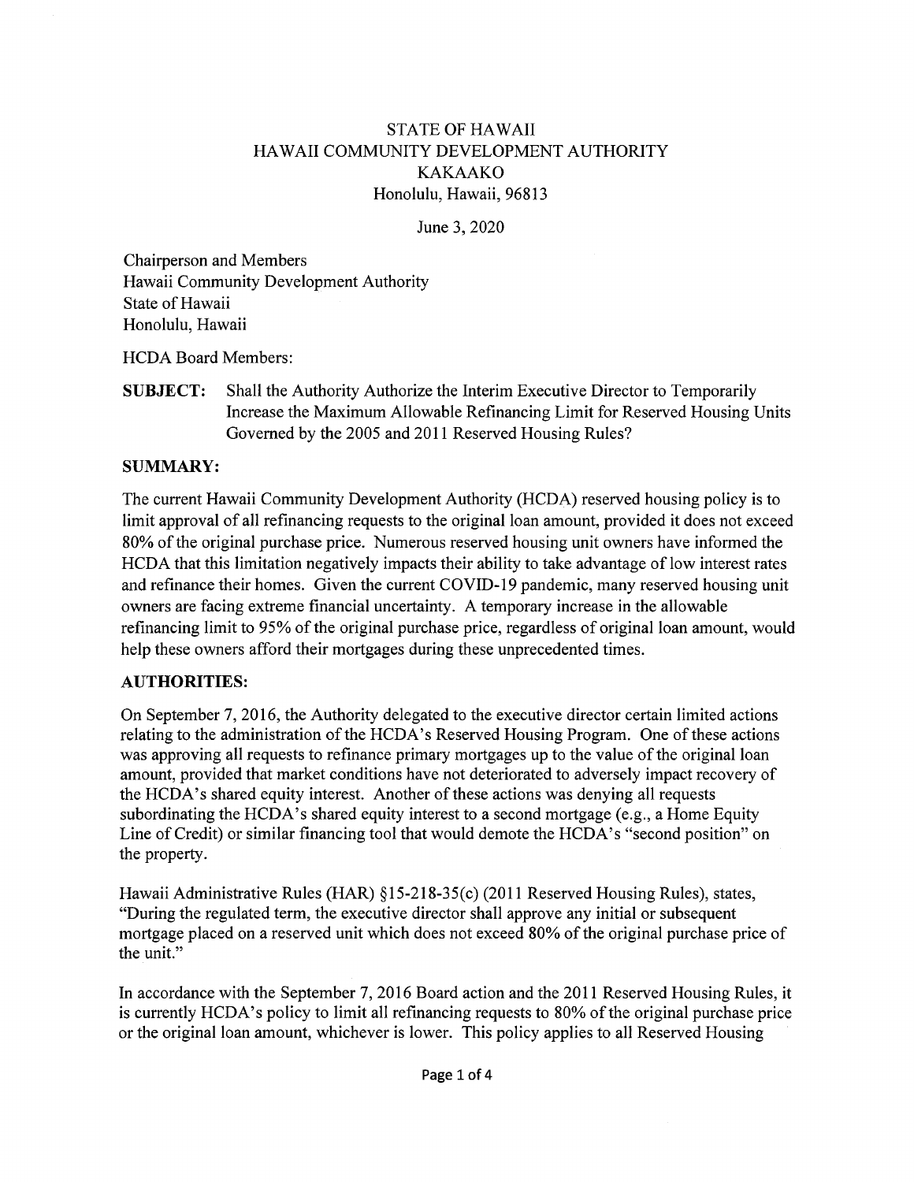STATE OF HAWAII
HAWAII COMMUNITY DEVELOPMENT AUTHORITY
KAKAAKO
Honolulu, Hawaii, 96813

June 3, 2020

Chairperson and Members
Hawaii Community Development Authority
State of Hawaii
Honolulu, Hawaii

HCDA Board Members:

**SUBJECT:** Shall the Authority Authorize the Interim Executive Director to Temporarily Increase the Maximum Allowable Refinancing Limit for Reserved Housing Units Governed by the 2005 and 2011 Reserved Housing Rules?

## SUMMARY:

The current Hawaii Community Development Authority (HCDA) reserved housing policy is to limit approval of all refinancing requests to the original loan amount, provided it does not exceed 80% of the original purchase price. Numerous reserved housing unit owners have informed the HCDA that this limitation negatively impacts their ability to take advantage of low interest rates and refinance their homes. Given the current COVID-19 pandemic, many reserved housing unit owners are facing extreme financial uncertainty. A temporary increase in the allowable refinancing limit to 95% of the original purchase price, regardless of original loan amount, would help these owners afford their mortgages during these unprecedented times.

## AUTHORITIES:

On September 7, 2016, the Authority delegated to the executive director certain limited actions relating to the administration of the HCDA's Reserved Housing Program. One of these actions was approving all requests to refinance primary mortgages up to the value of the original loan amount, provided that market conditions have not deteriorated to adversely impact recovery of the HCDA's shared equity interest. Another of these actions was denying all requests subordinating the HCDA's shared equity interest to a second mortgage (e.g., a Home Equity Line of Credit) or similar financing tool that would demote the HCDA's "second position" on the property.

Hawaii Administrative Rules (HAR) §15-218-35(c) (2011 Reserved Housing Rules), states, "During the regulated term, the executive director shall approve any initial or subsequent mortgage placed on a reserved unit which does not exceed 80% of the original purchase price of the unit."

In accordance with the September 7, 2016 Board action and the 2011 Reserved Housing Rules, it is currently HCDA's policy to limit all refinancing requests to 80% of the original purchase price or the original loan amount, whichever is lower. This policy applies to all Reserved Housing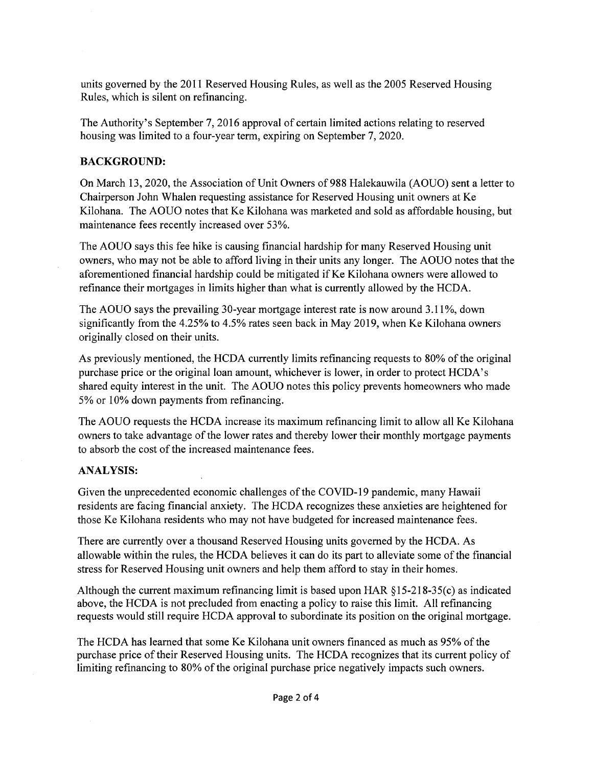units governed by the 2011 Reserved Housing Rules, as well as the 2005 Reserved Housing Rules, which is silent on refinancing.

The Authority's September 7, 2016 approval of certain limited actions relating to reserved housing was limited to a four-year term, expiring on September 7, 2020.

## BACKGROUND:

On March 13, 2020, the Association of Unit Owners of 988 Halekauwila (AOUO) sent a letter to Chairperson John Whalen requesting assistance for Reserved Housing unit owners at Ke Kilohana. The AOUO notes that Ke Kilohana was marketed and sold as affordable housing, but maintenance fees recently increased over 53%.

The AOUO says this fee hike is causing financial hardship for many Reserved Housing unit owners, who may not be able to afford living in their units any longer. The AOUO notes that the aforementioned financial hardship could be mitigated if Ke Kilohana owners were allowed to refinance their mortgages in limits higher than what is currently allowed by the HCDA.

The AOUO says the prevailing 30-year mortgage interest rate is now around 3.11%, down significantly from the 4.25% to 4.5% rates seen back in May 2019, when Ke Kilohana owners originally closed on their units.

As previously mentioned, the HCDA currently limits refinancing requests to 80% of the original purchase price or the original loan amount, whichever is lower, in order to protect HCDA's shared equity interest in the unit. The AOUO notes this policy prevents homeowners who made 5% or 10% down payments from refinancing.

The AOUO requests the HCDA increase its maximum refinancing limit to allow all Ke Kilohana owners to take advantage of the lower rates and thereby lower their monthly mortgage payments to absorb the cost of the increased maintenance fees.

## ANALYSIS:

Given the unprecedented economic challenges of the COVID-19 pandemic, many Hawaii residents are facing financial anxiety. The HCDA recognizes these anxieties are heightened for those Ke Kilohana residents who may not have budgeted for increased maintenance fees.

There are currently over a thousand Reserved Housing units governed by the HCDA. As allowable within the rules, the HCDA believes it can do its part to alleviate some of the financial stress for Reserved Housing unit owners and help them afford to stay in their homes.

Although the current maximum refinancing limit is based upon HAR §15-218-35(c) as indicated above, the HCDA is not precluded from enacting a policy to raise this limit. All refinancing requests would still require HCDA approval to subordinate its position on the original mortgage.

The HCDA has learned that some Ke Kilohana unit owners financed as much as 95% of the purchase price of their Reserved Housing units. The HCDA recognizes that its current policy of limiting refinancing to 80% of the original purchase price negatively impacts such owners.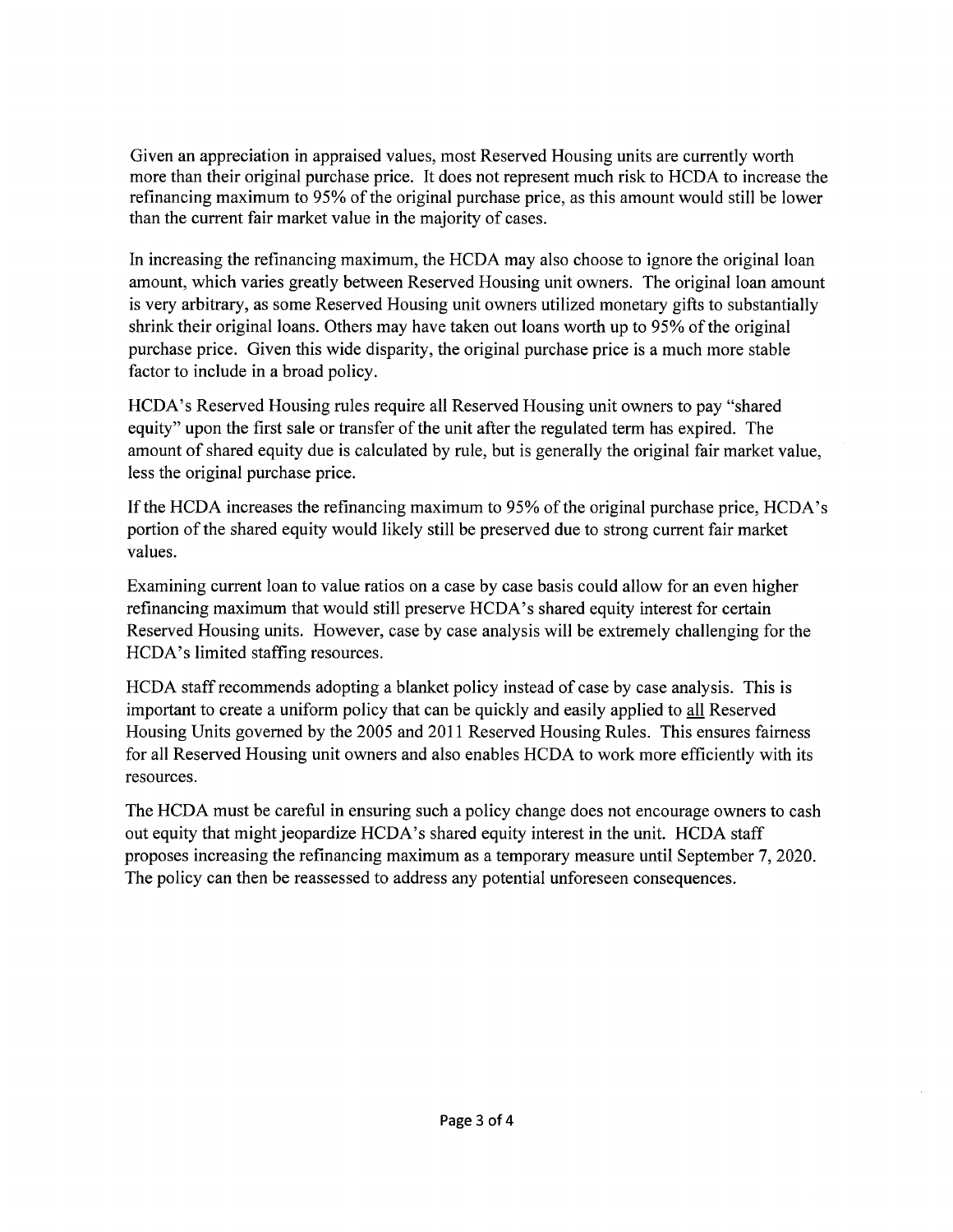Given an appreciation in appraised values, most Reserved Housing units are currently worth more than their original purchase price. It does not represent much risk to HCDA to increase the refinancing maximum to 95% of the original purchase price, as this amount would still be lower than the current fair market value in the majority of cases.

In increasing the refinancing maximum, the HCDA may also choose to ignore the original loan amount, which varies greatly between Reserved Housing unit owners. The original loan amount is very arbitrary, as some Reserved Housing unit owners utilized monetary gifts to substantially shrink their original loans. Others may have taken out loans worth up to 95% of the original purchase price. Given this wide disparity, the original purchase price is a much more stable factor to include in a broad policy.

HCDA's Reserved Housing rules require all Reserved Housing unit owners to pay "shared equity" upon the first sale or transfer of the unit after the regulated term has expired. The amount of shared equity due is calculated by rule, but is generally the original fair market value, less the original purchase price.

If the HCDA increases the refinancing maximum to 95% of the original purchase price, HCDA's portion of the shared equity would likely still be preserved due to strong current fair market values.

Examining current loan to value ratios on a case by case basis could allow for an even higher refinancing maximum that would still preserve HCDA's shared equity interest for certain Reserved Housing units. However, case by case analysis will be extremely challenging for the HCDA's limited staffing resources.

HCDA staff recommends adopting a blanket policy instead of case by case analysis. This is important to create a uniform policy that can be quickly and easily applied to <u>all</u> Reserved Housing Units governed by the 2005 and 2011 Reserved Housing Rules. This ensures fairness for all Reserved Housing unit owners and also enables HCDA to work more efficiently with its resources.

The HCDA must be careful in ensuring such a policy change does not encourage owners to cash out equity that might jeopardize HCDA's shared equity interest in the unit. HCDA staff proposes increasing the refinancing maximum as a temporary measure until September 7, 2020. The policy can then be reassessed to address any potential unforeseen consequences.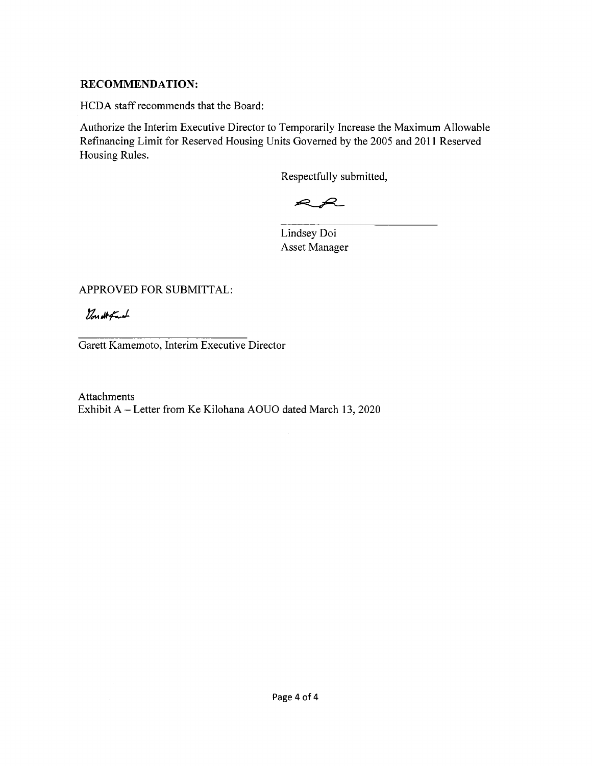**RECOMMENDATION:**

HCDA staff recommends that the Board:

Authorize the Interim Executive Director to Temporarily Increase the Maximum Allowable Refinancing Limit for Reserved Housing Units Governed by the 2005 and 2011 Reserved Housing Rules.

Respectfully submitted,

Lindsey Doi
Asset Manager

APPROVED FOR SUBMITTAL:

Garett Kamemoto, Interim Executive Director

Attachments
Exhibit A – Letter from Ke Kilohana AOUO dated March 13, 2020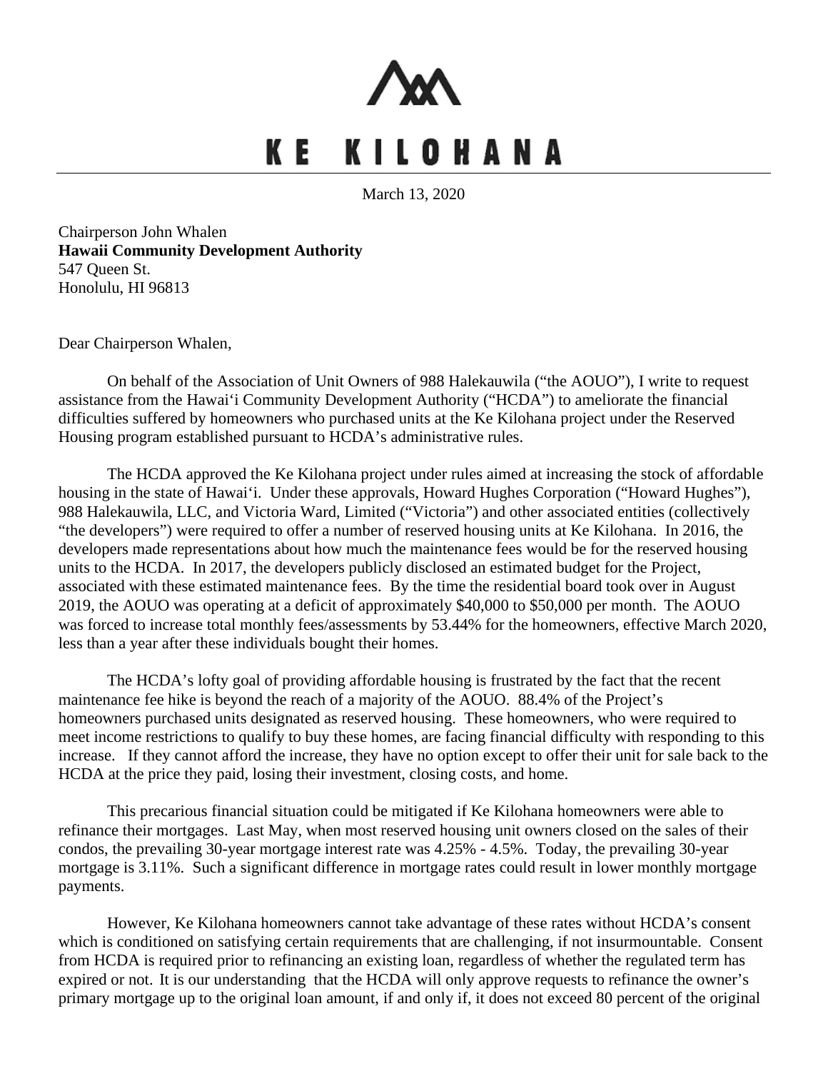# KE KILOHANA

March 13, 2020

Chairperson John Whalen
**Hawaii Community Development Authority**
547 Queen St.
Honolulu, HI 96813

Dear Chairperson Whalen,

On behalf of the Association of Unit Owners of 988 Halekauwila ("the AOUO"), I write to request assistance from the Hawaiʻi Community Development Authority ("HCDA") to ameliorate the financial difficulties suffered by homeowners who purchased units at the Ke Kilohana project under the Reserved Housing program established pursuant to HCDA's administrative rules.

The HCDA approved the Ke Kilohana project under rules aimed at increasing the stock of affordable housing in the state of Hawaiʻi. Under these approvals, Howard Hughes Corporation ("Howard Hughes"), 988 Halekauwila, LLC, and Victoria Ward, Limited ("Victoria") and other associated entities (collectively "the developers") were required to offer a number of reserved housing units at Ke Kilohana. In 2016, the developers made representations about how much the maintenance fees would be for the reserved housing units to the HCDA. In 2017, the developers publicly disclosed an estimated budget for the Project, associated with these estimated maintenance fees. By the time the residential board took over in August 2019, the AOUO was operating at a deficit of approximately $40,000 to $50,000 per month. The AOUO was forced to increase total monthly fees/assessments by 53.44% for the homeowners, effective March 2020, less than a year after these individuals bought their homes.

The HCDA's lofty goal of providing affordable housing is frustrated by the fact that the recent maintenance fee hike is beyond the reach of a majority of the AOUO. 88.4% of the Project's homeowners purchased units designated as reserved housing. These homeowners, who were required to meet income restrictions to qualify to buy these homes, are facing financial difficulty with responding to this increase. If they cannot afford the increase, they have no option except to offer their unit for sale back to the HCDA at the price they paid, losing their investment, closing costs, and home.

This precarious financial situation could be mitigated if Ke Kilohana homeowners were able to refinance their mortgages. Last May, when most reserved housing unit owners closed on the sales of their condos, the prevailing 30-year mortgage interest rate was 4.25% - 4.5%. Today, the prevailing 30-year mortgage is 3.11%. Such a significant difference in mortgage rates could result in lower monthly mortgage payments.

However, Ke Kilohana homeowners cannot take advantage of these rates without HCDA's consent which is conditioned on satisfying certain requirements that are challenging, if not insurmountable. Consent from HCDA is required prior to refinancing an existing loan, regardless of whether the regulated term has expired or not. It is our understanding that the HCDA will only approve requests to refinance the owner's primary mortgage up to the original loan amount, if and only if, it does not exceed 80 percent of the original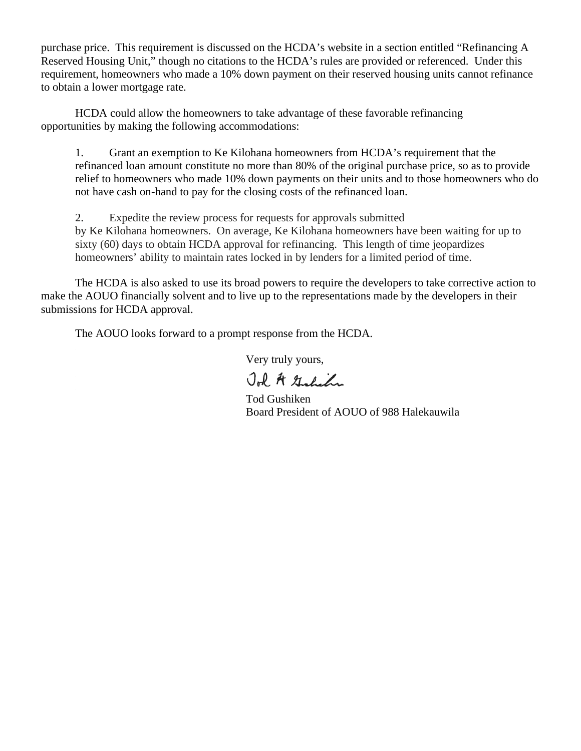purchase price. This requirement is discussed on the HCDA's website in a section entitled "Refinancing A Reserved Housing Unit," though no citations to the HCDA's rules are provided or referenced. Under this requirement, homeowners who made a 10% down payment on their reserved housing units cannot refinance to obtain a lower mortgage rate.

HCDA could allow the homeowners to take advantage of these favorable refinancing opportunities by making the following accommodations:

1. Grant an exemption to Ke Kilohana homeowners from HCDA's requirement that the refinanced loan amount constitute no more than 80% of the original purchase price, so as to provide relief to homeowners who made 10% down payments on their units and to those homeowners who do not have cash on-hand to pay for the closing costs of the refinanced loan.

2. Expedite the review process for requests for approvals submitted by Ke Kilohana homeowners. On average, Ke Kilohana homeowners have been waiting for up to sixty (60) days to obtain HCDA approval for refinancing. This length of time jeopardizes homeowners' ability to maintain rates locked in by lenders for a limited period of time.

The HCDA is also asked to use its broad powers to require the developers to take corrective action to make the AOUO financially solvent and to live up to the representations made by the developers in their submissions for HCDA approval.

The AOUO looks forward to a prompt response from the HCDA.

Very truly yours,

Tod Gushiken
Board President of AOUO of 988 Halekauwila